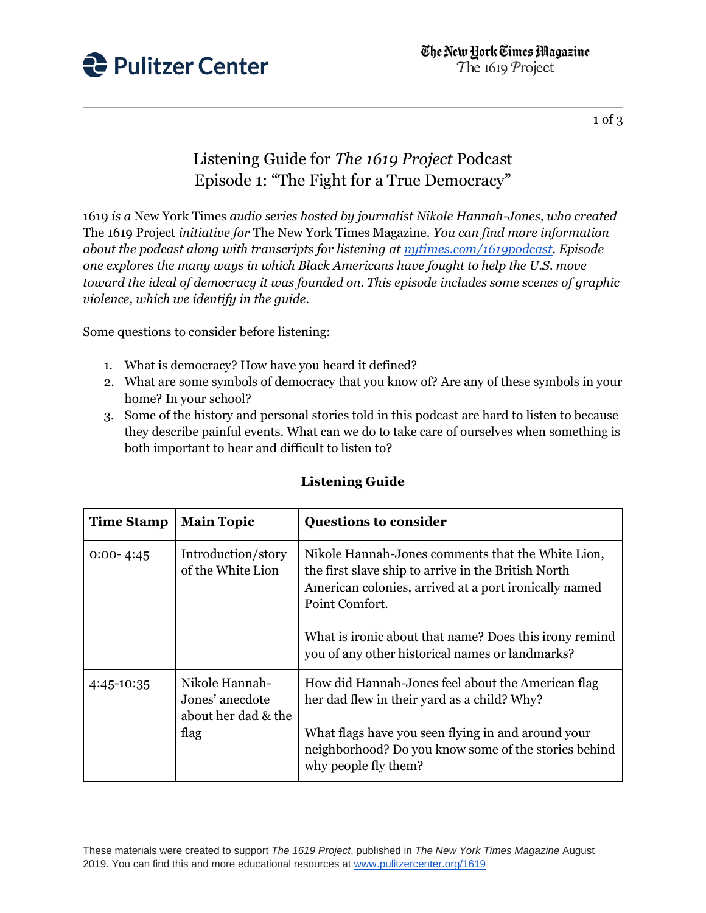# Listening Guide for *The 1619 Project* Podcast
# Episode 1: "The Fight for a True Democracy"

1619 *is a* New York Times *audio series hosted by journalist Nikole Hannah-Jones, who created* The 1619 Project *initiative for* The New York Times Magazine. *You can find more information about the podcast along with transcripts for listening at [nytimes.com/1619podcast](nytimes.com/1619podcast). Episode one explores the many ways in which Black Americans have fought to help the U.S. move toward the ideal of democracy it was founded on. This episode includes some scenes of graphic violence, which we identify in the guide.*

Some questions to consider before listening:

1. What is democracy? How have you heard it defined?
2. What are some symbols of democracy that you know of? Are any of these symbols in your home? In your school?
3. Some of the history and personal stories told in this podcast are hard to listen to because they describe painful events. What can we do to take care of ourselves when something is both important to hear and difficult to listen to?

**Listening Guide**

| **Time Stamp** | **Main Topic** | **Questions to consider** |
| --- | --- | --- |
| 0:00- 4:45 | Introduction/story of the White Lion | Nikole Hannah-Jones comments that the White Lion, the first slave ship to arrive in the British North American colonies, arrived at a port ironically named Point Comfort.<br><br>What is ironic about that name? Does this irony remind you of any other historical names or landmarks? |
| 4:45-10:35 | Nikole Hannah-Jones' anecdote about her dad & the flag | How did Hannah-Jones feel about the American flag her dad flew in their yard as a child? Why?<br><br>What flags have you seen flying in and around your neighborhood? Do you know some of the stories behind why people fly them? |

These materials were created to support *The 1619 Project*, published in *The New York Times Magazine* August 2019. You can find this and more educational resources at [www.pulitzercenter.org/1619](www.pulitzercenter.org/1619)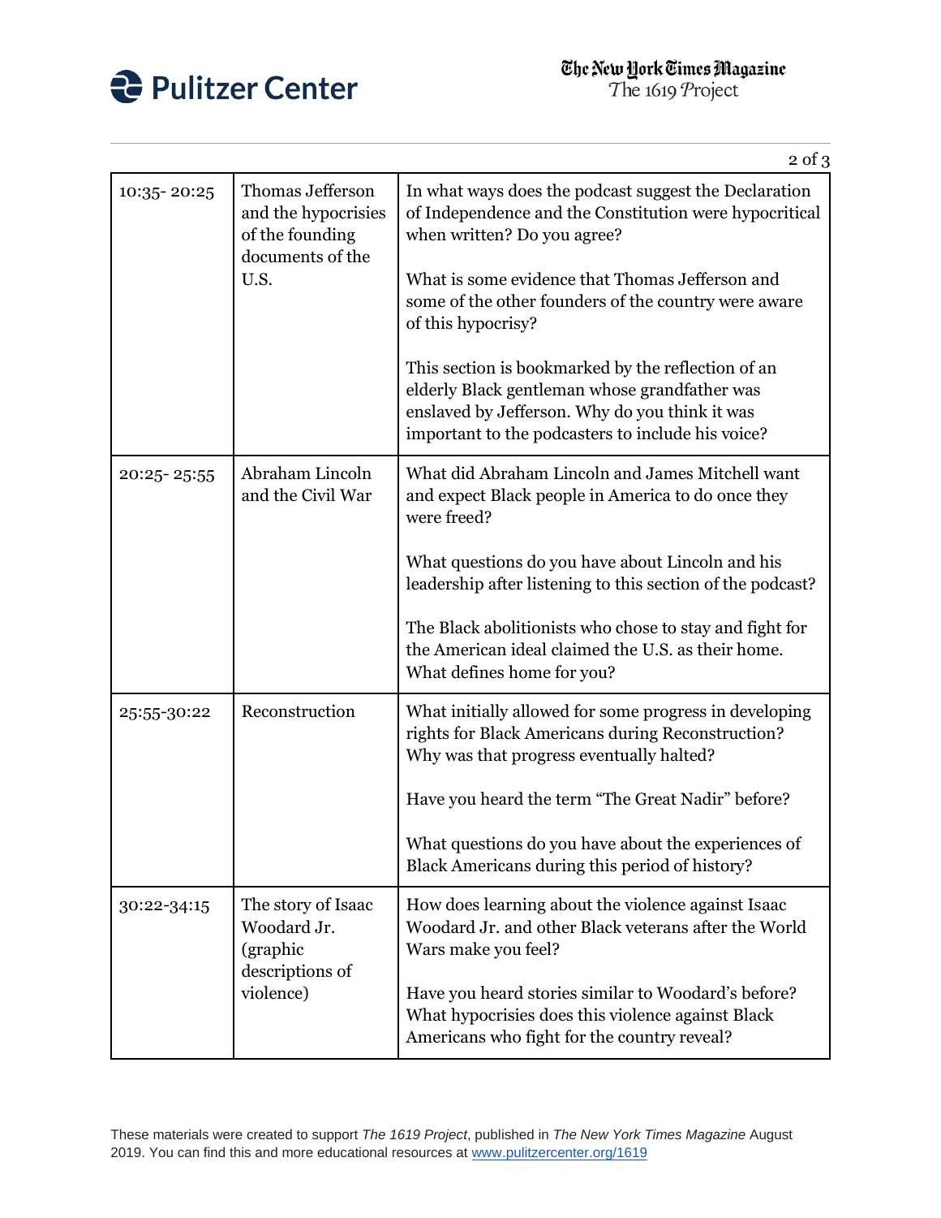| 10:35- 20:25 | Thomas Jefferson and the hypocrisies of the founding documents of the U.S. | In what ways does the podcast suggest the Declaration of Independence and the Constitution were hypocritical when written? Do you agree?<br><br>What is some evidence that Thomas Jefferson and some of the other founders of the country were aware of this hypocrisy?<br><br>This section is bookmarked by the reflection of an elderly Black gentleman whose grandfather was enslaved by Jefferson. Why do you think it was important to the podcasters to include his voice? |
|---|---|---|
| 20:25- 25:55 | Abraham Lincoln and the Civil War | What did Abraham Lincoln and James Mitchell want and expect Black people in America to do once they were freed?<br><br>What questions do you have about Lincoln and his leadership after listening to this section of the podcast?<br><br>The Black abolitionists who chose to stay and fight for the American ideal claimed the U.S. as their home. What defines home for you? |
| 25:55-30:22 | Reconstruction | What initially allowed for some progress in developing rights for Black Americans during Reconstruction? Why was that progress eventually halted?<br><br>Have you heard the term "The Great Nadir" before?<br><br>What questions do you have about the experiences of Black Americans during this period of history? |
| 30:22-34:15 | The story of Isaac Woodard Jr. (graphic descriptions of violence) | How does learning about the violence against Isaac Woodard Jr. and other Black veterans after the World Wars make you feel?<br><br>Have you heard stories similar to Woodard's before? What hypocrisies does this violence against Black Americans who fight for the country reveal? |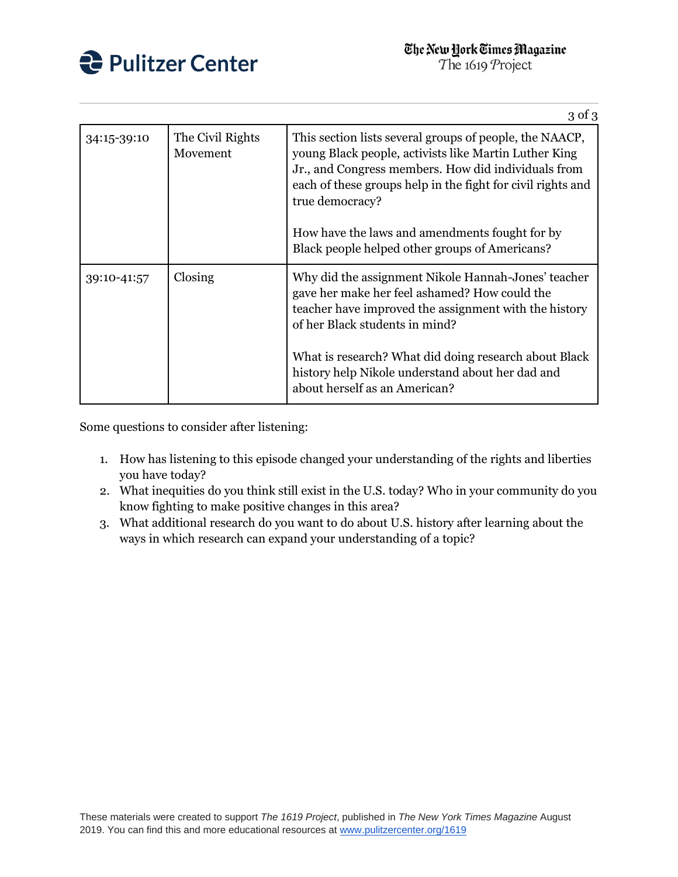| | | |
|---|---|---|
| 34:15-39:10 | The Civil Rights Movement | This section lists several groups of people, the NAACP, young Black people, activists like Martin Luther King Jr., and Congress members. How did individuals from each of these groups help in the fight for civil rights and true democracy?<br><br>How have the laws and amendments fought for by Black people helped other groups of Americans? |
| 39:10-41:57 | Closing | Why did the assignment Nikole Hannah-Jones' teacher gave her make her feel ashamed? How could the teacher have improved the assignment with the history of her Black students in mind?<br><br>What is research? What did doing research about Black history help Nikole understand about her dad and about herself as an American? |

Some questions to consider after listening:

1. How has listening to this episode changed your understanding of the rights and liberties you have today?
2. What inequities do you think still exist in the U.S. today? Who in your community do you know fighting to make positive changes in this area?
3. What additional research do you want to do about U.S. history after learning about the ways in which research can expand your understanding of a topic?

These materials were created to support *The 1619 Project*, published in *The New York Times Magazine* August 2019. You can find this and more educational resources at www.pulitzercenter.org/1619